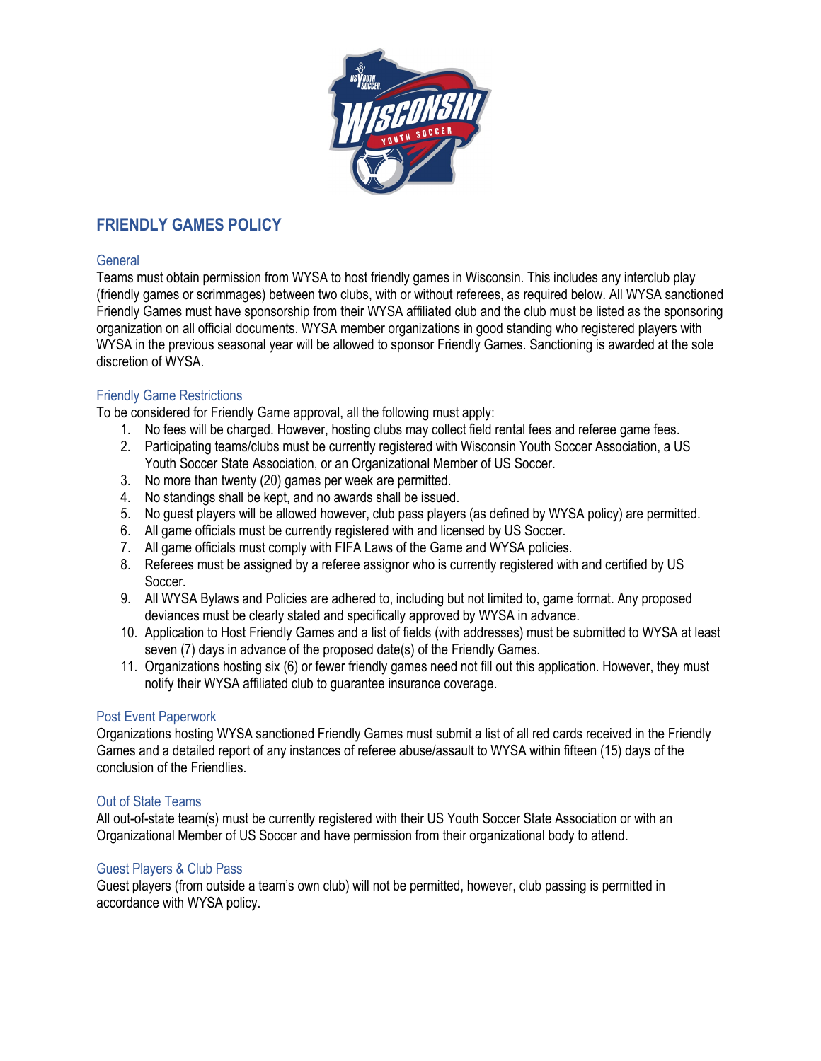# FRIENDLY GAMES POLICY

## General

Teams must obtain permission from WYSA to host friendly games in Wisconsin. This includes any interclub play (friendly games or scrimmages) between two clubs, with or without referees, as required below. All WYSA sanctioned Friendly Games must have sponsorship from their WYSA affiliated club and the club must be listed as the sponsoring organization on all official documents. WYSA member organizations in good standing who registered players with WYSA in the previous seasonal year will be allowed to sponsor Friendly Games. Sanctioning is awarded at the sole discretion of WYSA.

## Friendly Game Restrictions

To be considered for Friendly Game approval, all the following must apply:

1. No fees will be charged. However, hosting clubs may collect field rental fees and referee game fees.
2. Participating teams/clubs must be currently registered with Wisconsin Youth Soccer Association, a US Youth Soccer State Association, or an Organizational Member of US Soccer.
3. No more than twenty (20) games per week are permitted.
4. No standings shall be kept, and no awards shall be issued.
5. No guest players will be allowed however, club pass players (as defined by WYSA policy) are permitted.
6. All game officials must be currently registered with and licensed by US Soccer.
7. All game officials must comply with FIFA Laws of the Game and WYSA policies.
8. Referees must be assigned by a referee assignor who is currently registered with and certified by US Soccer.
9. All WYSA Bylaws and Policies are adhered to, including but not limited to, game format. Any proposed deviances must be clearly stated and specifically approved by WYSA in advance.
10. Application to Host Friendly Games and a list of fields (with addresses) must be submitted to WYSA at least seven (7) days in advance of the proposed date(s) of the Friendly Games.
11. Organizations hosting six (6) or fewer friendly games need not fill out this application. However, they must notify their WYSA affiliated club to guarantee insurance coverage.

## Post Event Paperwork

Organizations hosting WYSA sanctioned Friendly Games must submit a list of all red cards received in the Friendly Games and a detailed report of any instances of referee abuse/assault to WYSA within fifteen (15) days of the conclusion of the Friendlies.

## Out of State Teams

All out-of-state team(s) must be currently registered with their US Youth Soccer State Association or with an Organizational Member of US Soccer and have permission from their organizational body to attend.

## Guest Players & Club Pass

Guest players (from outside a team's own club) will not be permitted, however, club passing is permitted in accordance with WYSA policy.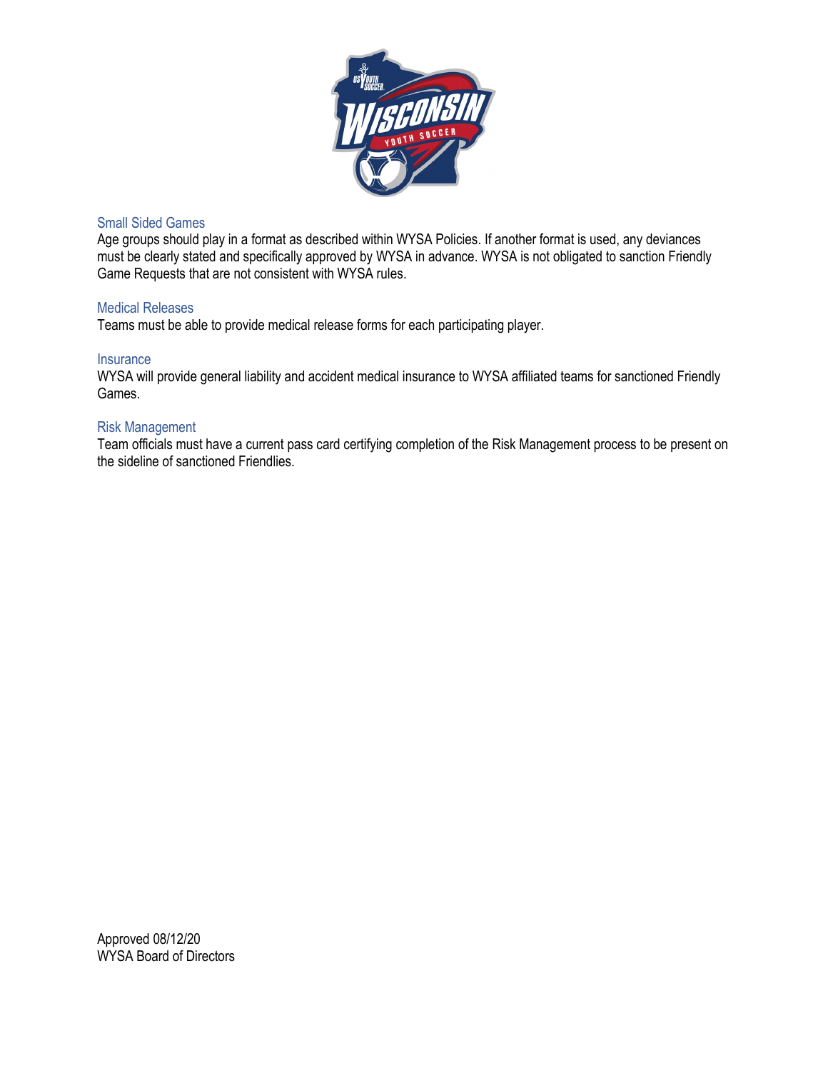## Small Sided Games

Age groups should play in a format as described within WYSA Policies. If another format is used, any deviances must be clearly stated and specifically approved by WYSA in advance. WYSA is not obligated to sanction Friendly Game Requests that are not consistent with WYSA rules.

## Medical Releases

Teams must be able to provide medical release forms for each participating player.

## Insurance

WYSA will provide general liability and accident medical insurance to WYSA affiliated teams for sanctioned Friendly Games.

## Risk Management

Team officials must have a current pass card certifying completion of the Risk Management process to be present on the sideline of sanctioned Friendlies.

Approved 08/12/20
WYSA Board of Directors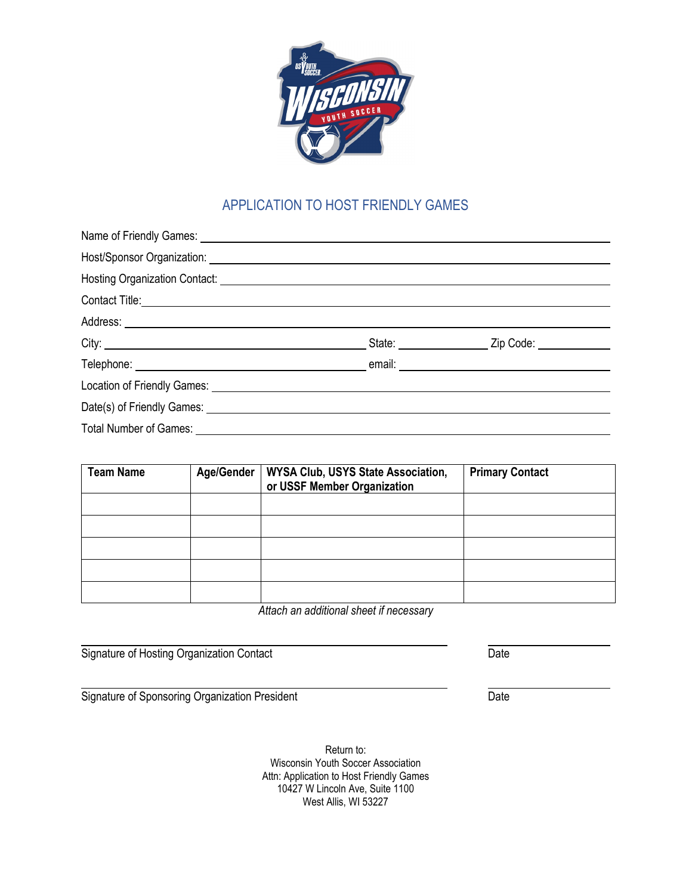# APPLICATION TO HOST FRIENDLY GAMES

Name of Friendly Games: ____________________________________________

Host/Sponsor Organization: ____________________________________________

Hosting Organization Contact: ____________________________________________

Contact Title: ____________________________________________

Address: ____________________________________________

City: ______________________ State: ____________ Zip Code: ____________

Telephone: ______________________ email: ______________________

Location of Friendly Games: ____________________________________________

Date(s) of Friendly Games: ____________________________________________

Total Number of Games: ____________________________________________

| Team Name | Age/Gender | WYSA Club, USYS State Association, or USSF Member Organization | Primary Contact |
|---|---|---|---|
| | | | |
| | | | |
| | | | |
| | | | |
| | | | |

*Attach an additional sheet if necessary*

______________________________________ ____________

Signature of Hosting Organization Contact Date

______________________________________ ____________

Signature of Sponsoring Organization President Date

Return to:
Wisconsin Youth Soccer Association
Attn: Application to Host Friendly Games
10427 W Lincoln Ave, Suite 1100
West Allis, WI 53227